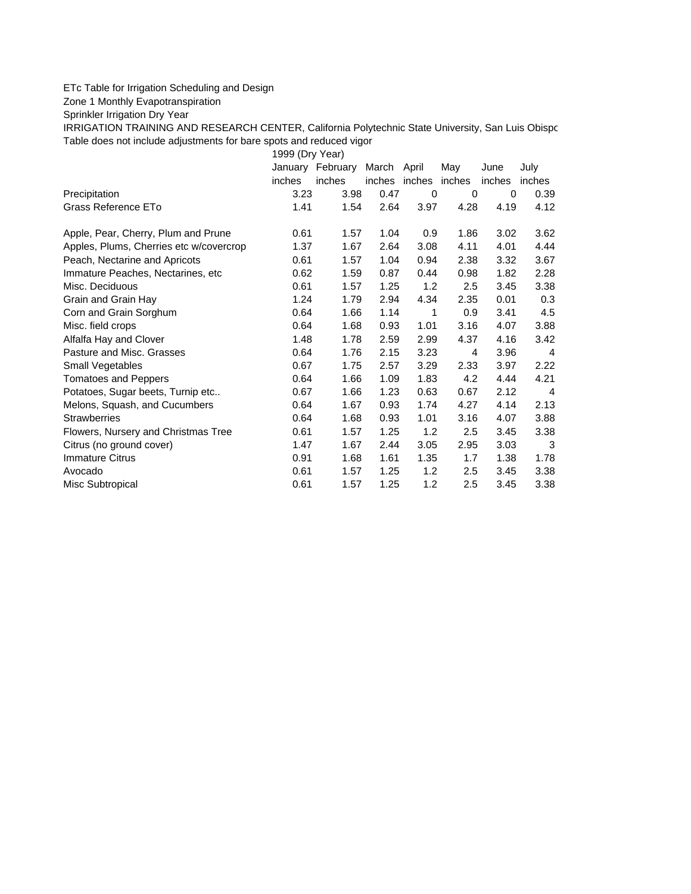ETc Table for Irrigation Scheduling and Design

Zone 1 Monthly Evapotranspiration

Sprinkler Irrigation Dry Year

IRRIGATION TRAINING AND RESEARCH CENTER, California Polytechnic State University, San Luis Obispo

Table does not include adjustments for bare spots and reduced vigor

| | 1999 (Dry Year) | | | | | | |
|---|---|---|---|---|---|---|---|
| | January | February | March | April | May | June | July |
| | inches | inches | inches | inches | inches | inches | inches |
| Precipitation | 3.23 | 3.98 | 0.47 | 0 | 0 | 0 | 0.39 |
| Grass Reference ETo | 1.41 | 1.54 | 2.64 | 3.97 | 4.28 | 4.19 | 4.12 |
| | | | | | | | |
| Apple, Pear, Cherry, Plum and Prune | 0.61 | 1.57 | 1.04 | 0.9 | 1.86 | 3.02 | 3.62 |
| Apples, Plums, Cherries etc w/covercrop | 1.37 | 1.67 | 2.64 | 3.08 | 4.11 | 4.01 | 4.44 |
| Peach, Nectarine and Apricots | 0.61 | 1.57 | 1.04 | 0.94 | 2.38 | 3.32 | 3.67 |
| Immature Peaches, Nectarines, etc | 0.62 | 1.59 | 0.87 | 0.44 | 0.98 | 1.82 | 2.28 |
| Misc. Deciduous | 0.61 | 1.57 | 1.25 | 1.2 | 2.5 | 3.45 | 3.38 |
| Grain and Grain Hay | 1.24 | 1.79 | 2.94 | 4.34 | 2.35 | 0.01 | 0.3 |
| Corn and Grain Sorghum | 0.64 | 1.66 | 1.14 | 1 | 0.9 | 3.41 | 4.5 |
| Misc. field crops | 0.64 | 1.68 | 0.93 | 1.01 | 3.16 | 4.07 | 3.88 |
| Alfalfa Hay and Clover | 1.48 | 1.78 | 2.59 | 2.99 | 4.37 | 4.16 | 3.42 |
| Pasture and Misc. Grasses | 0.64 | 1.76 | 2.15 | 3.23 | 4 | 3.96 | 4 |
| Small Vegetables | 0.67 | 1.75 | 2.57 | 3.29 | 2.33 | 3.97 | 2.22 |
| Tomatoes and Peppers | 0.64 | 1.66 | 1.09 | 1.83 | 4.2 | 4.44 | 4.21 |
| Potatoes, Sugar beets, Turnip etc.. | 0.67 | 1.66 | 1.23 | 0.63 | 0.67 | 2.12 | 4 |
| Melons, Squash, and Cucumbers | 0.64 | 1.67 | 0.93 | 1.74 | 4.27 | 4.14 | 2.13 |
| Strawberries | 0.64 | 1.68 | 0.93 | 1.01 | 3.16 | 4.07 | 3.88 |
| Flowers, Nursery and Christmas Tree | 0.61 | 1.57 | 1.25 | 1.2 | 2.5 | 3.45 | 3.38 |
| Citrus (no ground cover) | 1.47 | 1.67 | 2.44 | 3.05 | 2.95 | 3.03 | 3 |
| Immature Citrus | 0.91 | 1.68 | 1.61 | 1.35 | 1.7 | 1.38 | 1.78 |
| Avocado | 0.61 | 1.57 | 1.25 | 1.2 | 2.5 | 3.45 | 3.38 |
| Misc Subtropical | 0.61 | 1.57 | 1.25 | 1.2 | 2.5 | 3.45 | 3.38 |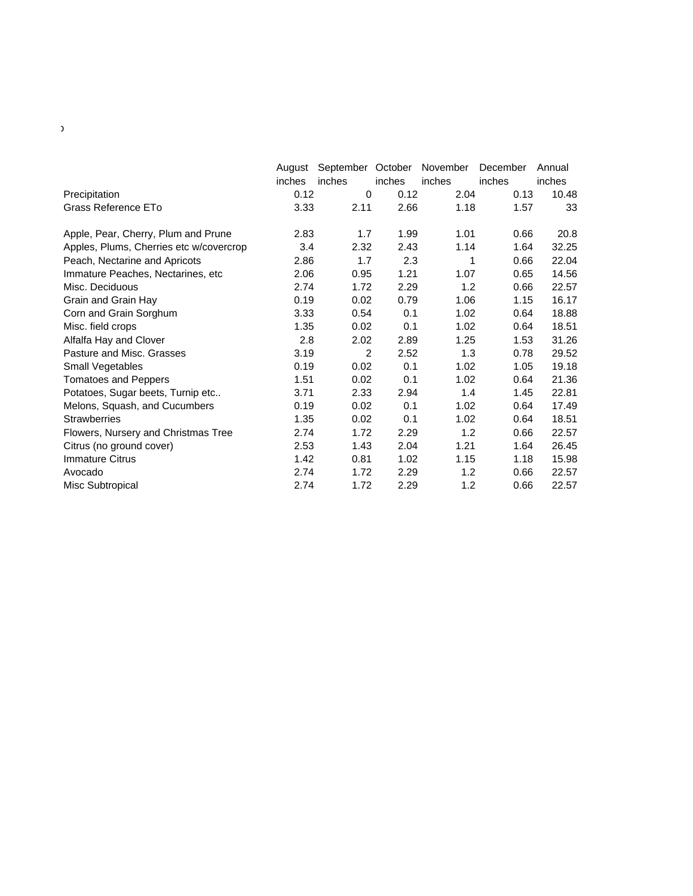| | August inches | September inches | October inches | November inches | December inches | Annual inches |
|---|---|---|---|---|---|---|
| Precipitation | 0.12 | 0 | 0.12 | 2.04 | 0.13 | 10.48 |
| Grass Reference ETo | 3.33 | 2.11 | 2.66 | 1.18 | 1.57 | 33 |
| | | | | | | |
| Apple, Pear, Cherry, Plum and Prune | 2.83 | 1.7 | 1.99 | 1.01 | 0.66 | 20.8 |
| Apples, Plums, Cherries etc w/covercrop | 3.4 | 2.32 | 2.43 | 1.14 | 1.64 | 32.25 |
| Peach, Nectarine and Apricots | 2.86 | 1.7 | 2.3 | 1 | 0.66 | 22.04 |
| Immature Peaches, Nectarines, etc | 2.06 | 0.95 | 1.21 | 1.07 | 0.65 | 14.56 |
| Misc. Deciduous | 2.74 | 1.72 | 2.29 | 1.2 | 0.66 | 22.57 |
| Grain and Grain Hay | 0.19 | 0.02 | 0.79 | 1.06 | 1.15 | 16.17 |
| Corn and Grain Sorghum | 3.33 | 0.54 | 0.1 | 1.02 | 0.64 | 18.88 |
| Misc. field crops | 1.35 | 0.02 | 0.1 | 1.02 | 0.64 | 18.51 |
| Alfalfa Hay and Clover | 2.8 | 2.02 | 2.89 | 1.25 | 1.53 | 31.26 |
| Pasture and Misc. Grasses | 3.19 | 2 | 2.52 | 1.3 | 0.78 | 29.52 |
| Small Vegetables | 0.19 | 0.02 | 0.1 | 1.02 | 1.05 | 19.18 |
| Tomatoes and Peppers | 1.51 | 0.02 | 0.1 | 1.02 | 0.64 | 21.36 |
| Potatoes, Sugar beets, Turnip etc.. | 3.71 | 2.33 | 2.94 | 1.4 | 1.45 | 22.81 |
| Melons, Squash, and Cucumbers | 0.19 | 0.02 | 0.1 | 1.02 | 0.64 | 17.49 |
| Strawberries | 1.35 | 0.02 | 0.1 | 1.02 | 0.64 | 18.51 |
| Flowers, Nursery and Christmas Tree | 2.74 | 1.72 | 2.29 | 1.2 | 0.66 | 22.57 |
| Citrus (no ground cover) | 2.53 | 1.43 | 2.04 | 1.21 | 1.64 | 26.45 |
| Immature Citrus | 1.42 | 0.81 | 1.02 | 1.15 | 1.18 | 15.98 |
| Avocado | 2.74 | 1.72 | 2.29 | 1.2 | 0.66 | 22.57 |
| Misc Subtropical | 2.74 | 1.72 | 2.29 | 1.2 | 0.66 | 22.57 |